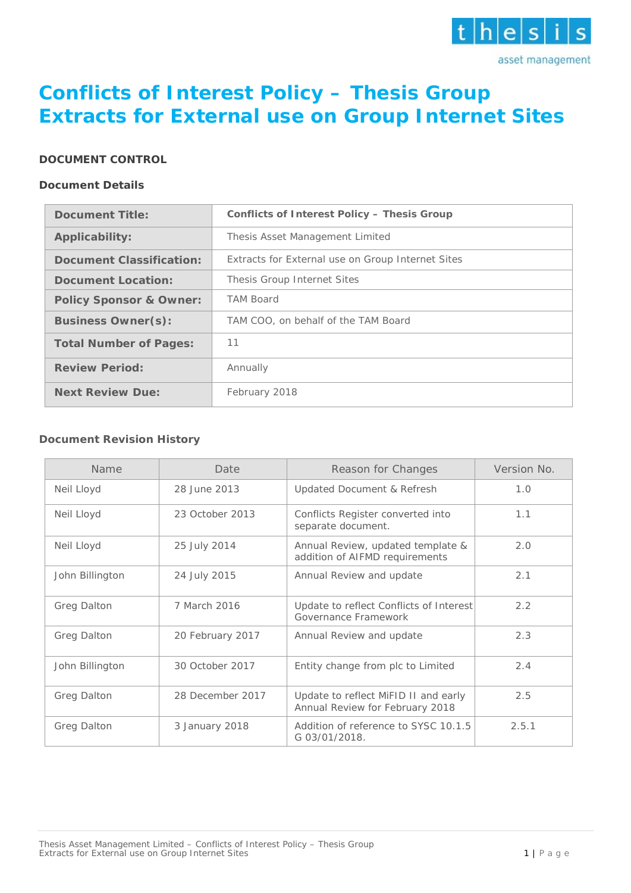# Conflicts of Interest Policy – Thesis Group Extracts for External use on Group Internet Sites

## DOCUMENT CONTROL

### Document Details

| **Document Title:** | **Conflicts of Interest Policy – Thesis Group** |
|---|---|
| **Applicability:** | Thesis Asset Management Limited |
| **Document Classification:** | Extracts for External use on Group Internet Sites |
| **Document Location:** | Thesis Group Internet Sites |
| **Policy Sponsor & Owner:** | TAM Board |
| **Business Owner(s):** | TAM COO, on behalf of the TAM Board |
| **Total Number of Pages:** | 11 |
| **Review Period:** | Annually |
| **Next Review Due:** | February 2018 |

### Document Revision History

| Name | Date | Reason for Changes | Version No. |
|---|---|---|---|
| Neil Lloyd | 28 June 2013 | Updated Document & Refresh | 1.0 |
| Neil Lloyd | 23 October 2013 | Conflicts Register converted into separate document. | 1.1 |
| Neil Lloyd | 25 July 2014 | Annual Review, updated template & addition of AIFMD requirements | 2.0 |
| John Billington | 24 July 2015 | Annual Review and update | 2.1 |
| Greg Dalton | 7 March 2016 | Update to reflect Conflicts of Interest Governance Framework | 2.2 |
| Greg Dalton | 20 February 2017 | Annual Review and update | 2.3 |
| John Billington | 30 October 2017 | Entity change from plc to Limited | 2.4 |
| Greg Dalton | 28 December 2017 | Update to reflect MiFID II and early Annual Review for February 2018 | 2.5 |
| Greg Dalton | 3 January 2018 | Addition of reference to SYSC 10.1.5 G 03/01/2018. | 2.5.1 |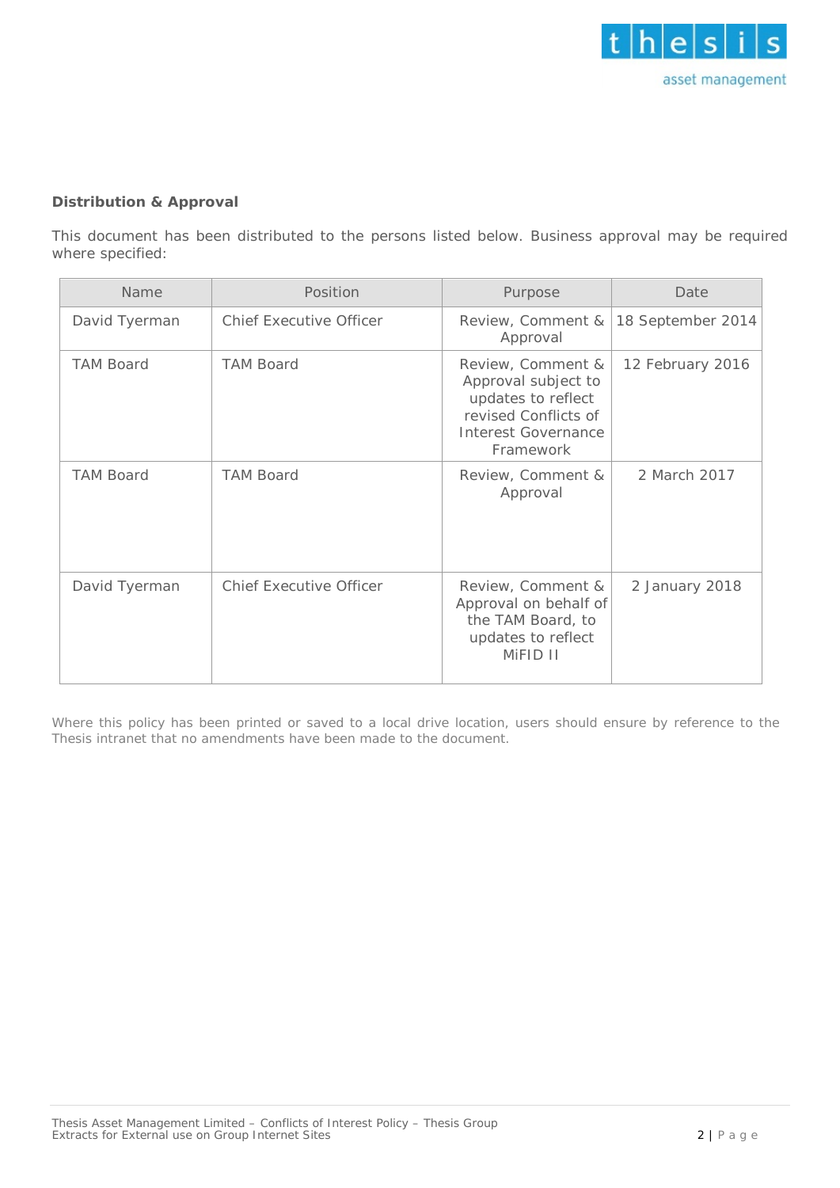**Distribution & Approval**

This document has been distributed to the persons listed below. Business approval may be required where specified:

| Name | Position | Purpose | Date |
| --- | --- | --- | --- |
| David Tyerman | Chief Executive Officer | Review, Comment & Approval | 18 September 2014 |
| TAM Board | TAM Board | Review, Comment & Approval subject to updates to reflect revised Conflicts of Interest Governance Framework | 12 February 2016 |
| TAM Board | TAM Board | Review, Comment & Approval | 2 March 2017 |
| David Tyerman | Chief Executive Officer | Review, Comment & Approval on behalf of the TAM Board, to updates to reflect MiFID II | 2 January 2018 |

Where this policy has been printed or saved to a local drive location, users should ensure by reference to the Thesis intranet that no amendments have been made to the document.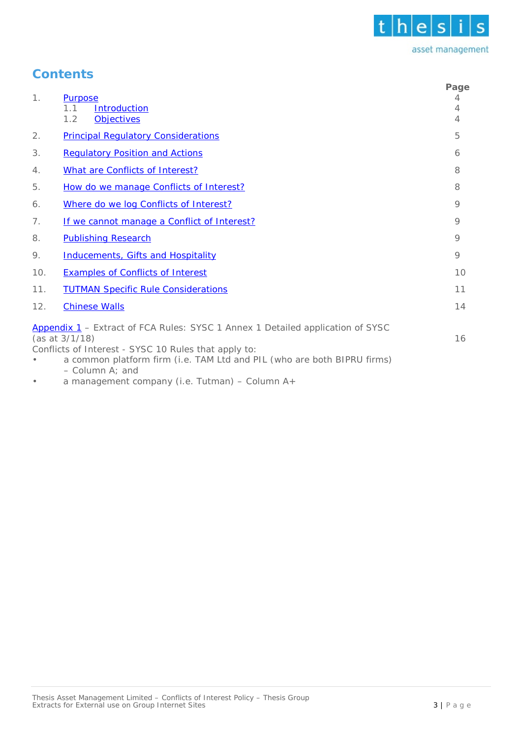## Contents

| | | Page |
|---|---|---|
| 1. | Purpose | 4 |
| | 1.1 Introduction | 4 |
| | 1.2 Objectives | 4 |
| 2. | Principal Regulatory Considerations | 5 |
| 3. | Regulatory Position and Actions | 6 |
| 4. | What are Conflicts of Interest? | 8 |
| 5. | How do we manage Conflicts of Interest? | 8 |
| 6. | Where do we log Conflicts of Interest? | 9 |
| 7. | If we cannot manage a Conflict of Interest? | 9 |
| 8. | Publishing Research | 9 |
| 9. | Inducements, Gifts and Hospitality | 9 |
| 10. | Examples of Conflicts of Interest | 10 |
| 11. | TUTMAN Specific Rule Considerations | 11 |
| 12. | Chinese Walls | 14 |

Appendix 1 – Extract of FCA Rules: SYSC 1 Annex 1 Detailed application of SYSC (as at 3/1/18) — 16

Conflicts of Interest - SYSC 10 Rules that apply to:

- a common platform firm (i.e. TAM Ltd and PIL (who are both BIPRU firms) – Column A; and
- a management company (i.e. Tutman) – Column A+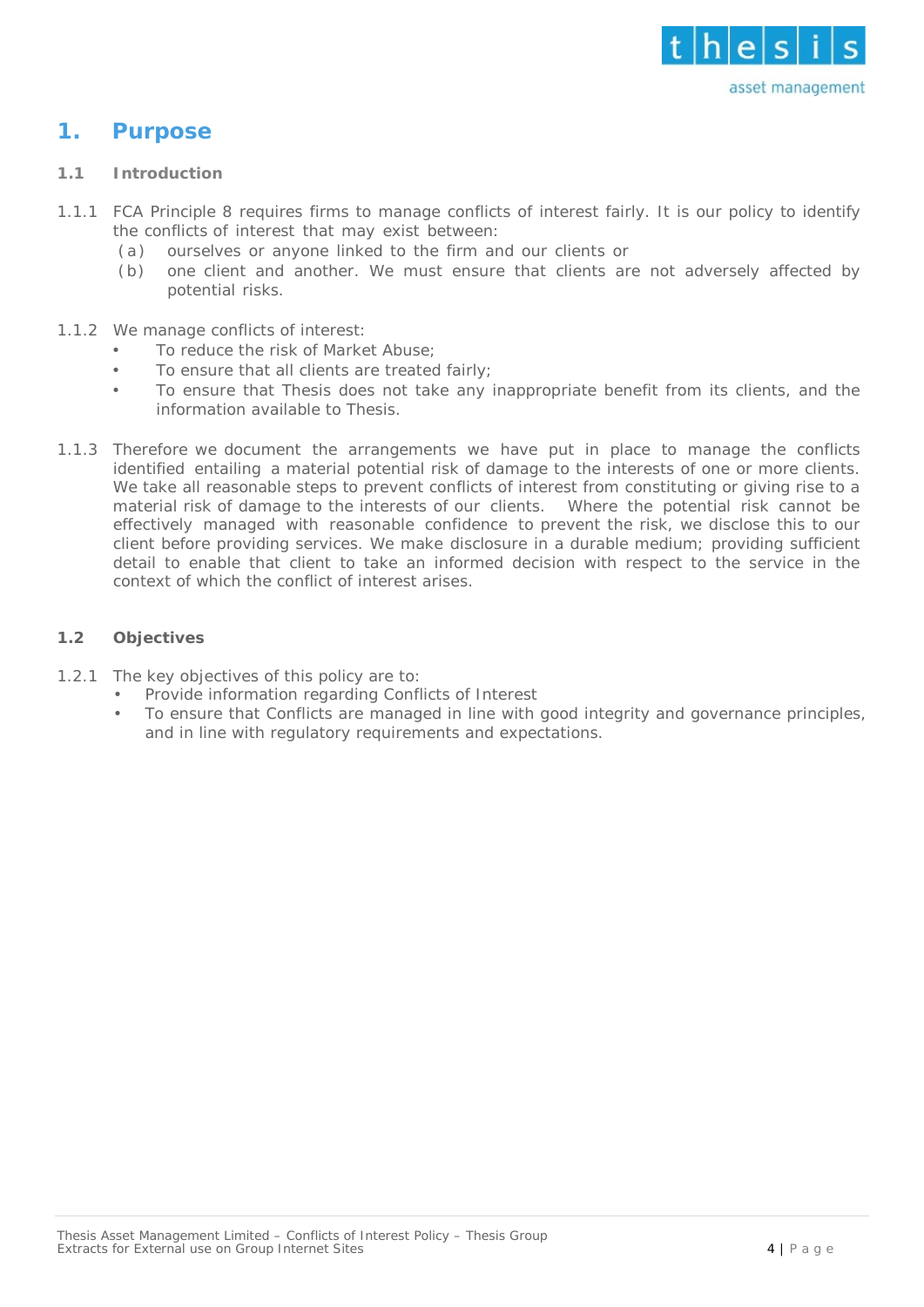# 1. Purpose

### 1.1 Introduction

1.1.1 FCA Principle 8 requires firms to manage conflicts of interest fairly. It is our policy to identify the conflicts of interest that may exist between:

(a) ourselves or anyone linked to the firm and our clients or

(b) one client and another. We must ensure that clients are not adversely affected by potential risks.

1.1.2 We manage conflicts of interest:

- To reduce the risk of Market Abuse;
- To ensure that all clients are treated fairly;
- To ensure that Thesis does not take any inappropriate benefit from its clients, and the information available to Thesis.

1.1.3 Therefore we document the arrangements we have put in place to manage the conflicts identified entailing a material potential risk of damage to the interests of one or more clients. We take all reasonable steps to prevent conflicts of interest from constituting or giving rise to a material risk of damage to the interests of our clients. Where the potential risk cannot be effectively managed with reasonable confidence to prevent the risk, we disclose this to our client before providing services. We make disclosure in a durable medium; providing sufficient detail to enable that client to take an informed decision with respect to the service in the context of which the conflict of interest arises.

### 1.2 Objectives

1.2.1 The key objectives of this policy are to:

- Provide information regarding Conflicts of Interest
- To ensure that Conflicts are managed in line with good integrity and governance principles, and in line with regulatory requirements and expectations.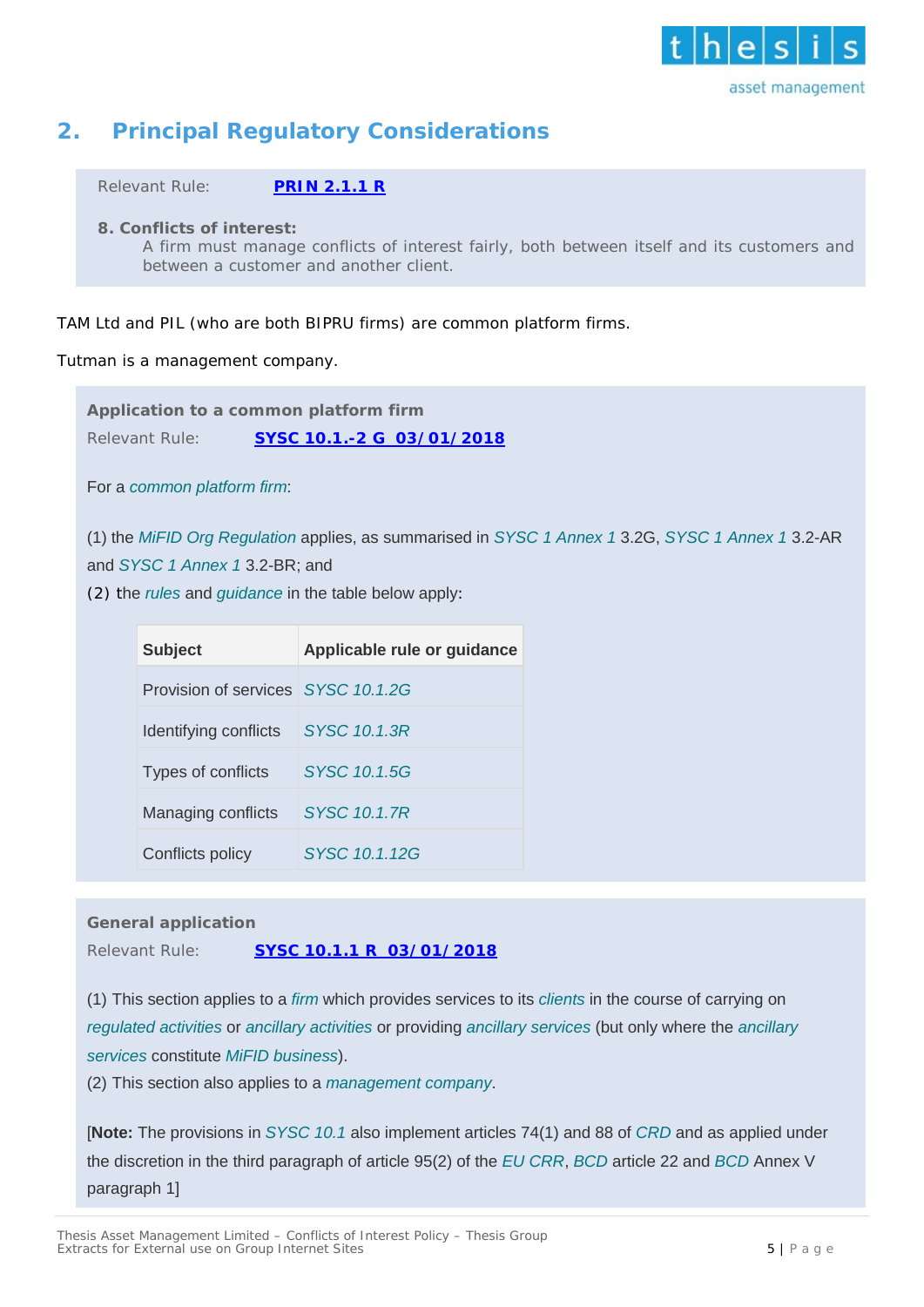## 2. Principal Regulatory Considerations

Relevant Rule: **PRIN 2.1.1 R**

**8. Conflicts of interest:**
A firm must manage conflicts of interest fairly, both between itself and its customers and between a customer and another client.

TAM Ltd and PIL (who are both BIPRU firms) are common platform firms.

Tutman is a management company.

**Application to a common platform firm**

Relevant Rule: **SYSC 10.1.-2 G 03/01/2018**

For a *common platform firm*:

(1) the *MiFID Org Regulation* applies, as summarised in *SYSC 1 Annex 1* 3.2G, *SYSC 1 Annex 1* 3.2-AR and *SYSC 1 Annex 1* 3.2-BR; and
(2) the *rules* and *guidance* in the table below apply:

| Subject | Applicable rule or guidance |
| --- | --- |
| Provision of services | *SYSC 10.1.2G* |
| Identifying conflicts | *SYSC 10.1.3R* |
| Types of conflicts | *SYSC 10.1.5G* |
| Managing conflicts | *SYSC 10.1.7R* |
| Conflicts policy | *SYSC 10.1.12G* |

**General application**

Relevant Rule: **SYSC 10.1.1 R 03/01/2018**

(1) This section applies to a *firm* which provides services to its *clients* in the course of carrying on *regulated activities* or *ancillary activities* or providing *ancillary services* (but only where the *ancillary services* constitute *MiFID business*).
(2) This section also applies to a *management company*.

[**Note:** The provisions in *SYSC 10.1* also implement articles 74(1) and 88 of *CRD* and as applied under the discretion in the third paragraph of article 95(2) of the *EU CRR*, *BCD* article 22 and *BCD* Annex V paragraph 1]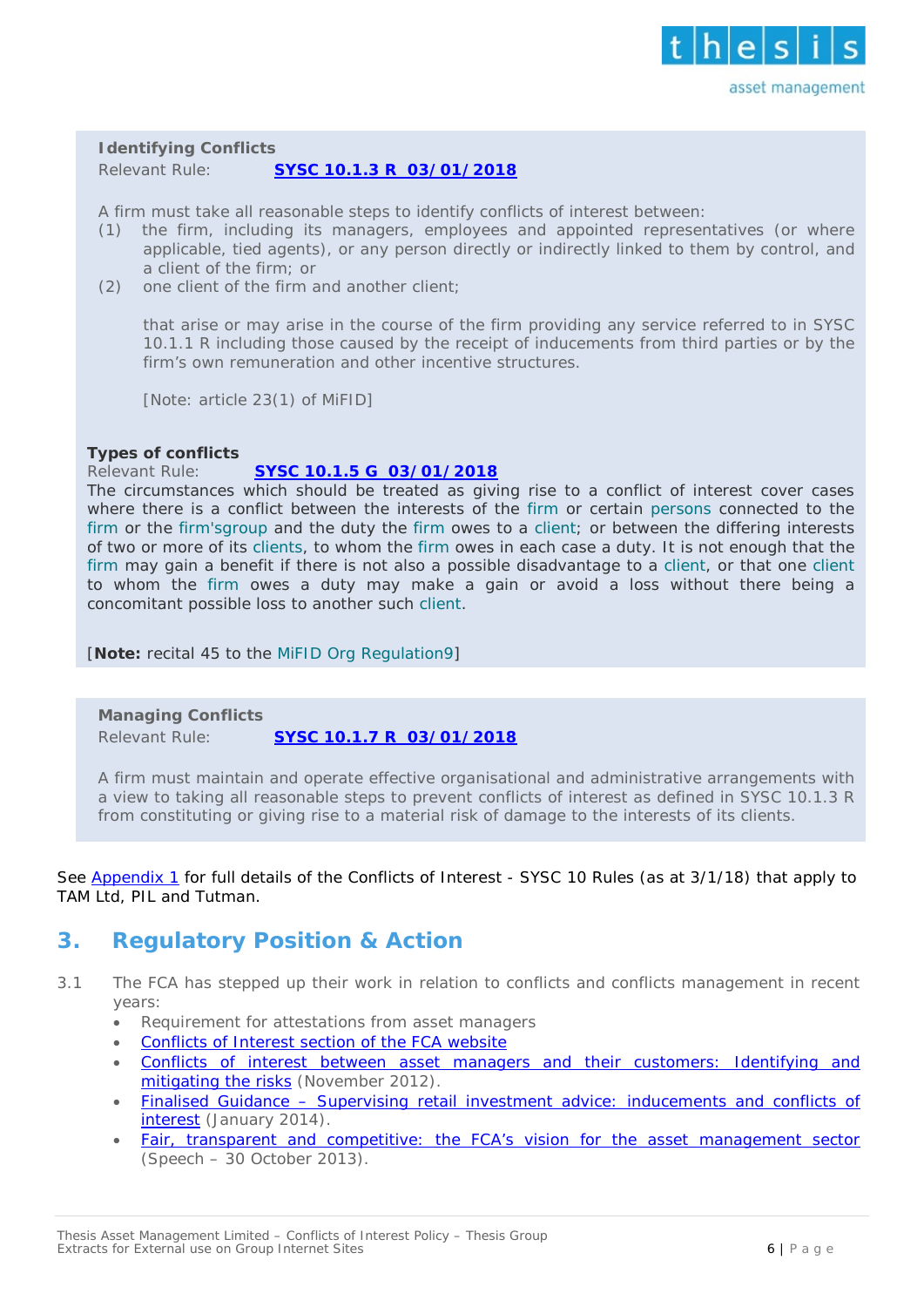**Identifying Conflicts**

Relevant Rule: **SYSC 10.1.3 R 03/01/2018**

A firm must take all reasonable steps to identify conflicts of interest between:

(1) the firm, including its managers, employees and appointed representatives (or where applicable, tied agents), or any person directly or indirectly linked to them by control, and a client of the firm; or

(2) one client of the firm and another client;

that arise or may arise in the course of the firm providing any service referred to in SYSC 10.1.1 R including those caused by the receipt of inducements from third parties or by the firm's own remuneration and other incentive structures.

[Note: article 23(1) of MiFID]

**Types of conflicts**

Relevant Rule: **SYSC 10.1.5 G 03/01/2018**

The circumstances which should be treated as giving rise to a conflict of interest cover cases where there is a conflict between the interests of the firm or certain persons connected to the firm or the firm'sgroup and the duty the firm owes to a client; or between the differing interests of two or more of its clients, to whom the firm owes in each case a duty. It is not enough that the firm may gain a benefit if there is not also a possible disadvantage to a client, or that one client to whom the firm owes a duty may make a gain or avoid a loss without there being a concomitant possible loss to another such client.

[**Note:** recital 45 to the MiFID Org Regulation9]

**Managing Conflicts**

Relevant Rule: **SYSC 10.1.7 R 03/01/2018**

A firm must maintain and operate effective organisational and administrative arrangements with a view to taking all reasonable steps to prevent conflicts of interest as defined in SYSC 10.1.3 R from constituting or giving rise to a material risk of damage to the interests of its clients.

See Appendix 1 for full details of the Conflicts of Interest - SYSC 10 Rules (as at 3/1/18) that apply to TAM Ltd, PIL and Tutman.

## 3. Regulatory Position & Action

3.1 The FCA has stepped up their work in relation to conflicts and conflicts management in recent years:

- Requirement for attestations from asset managers
- Conflicts of Interest section of the FCA website
- Conflicts of interest between asset managers and their customers: Identifying and mitigating the risks (November 2012).
- Finalised Guidance – Supervising retail investment advice: inducements and conflicts of interest (January 2014).
- Fair, transparent and competitive: the FCA's vision for the asset management sector (Speech – 30 October 2013).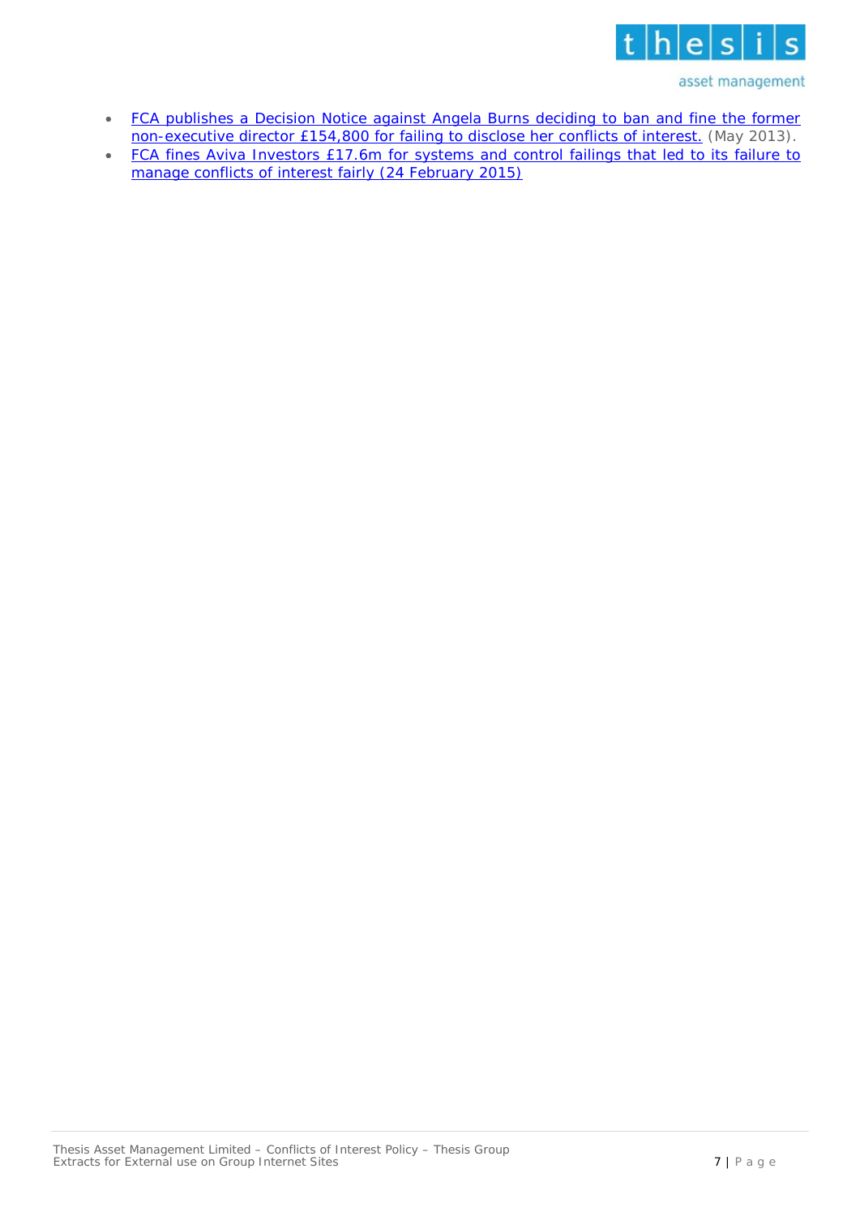- FCA publishes a Decision Notice against Angela Burns deciding to ban and fine the former non-executive director £154,800 for failing to disclose her conflicts of interest. (May 2013).
- FCA fines Aviva Investors £17.6m for systems and control failings that led to its failure to manage conflicts of interest fairly (24 February 2015)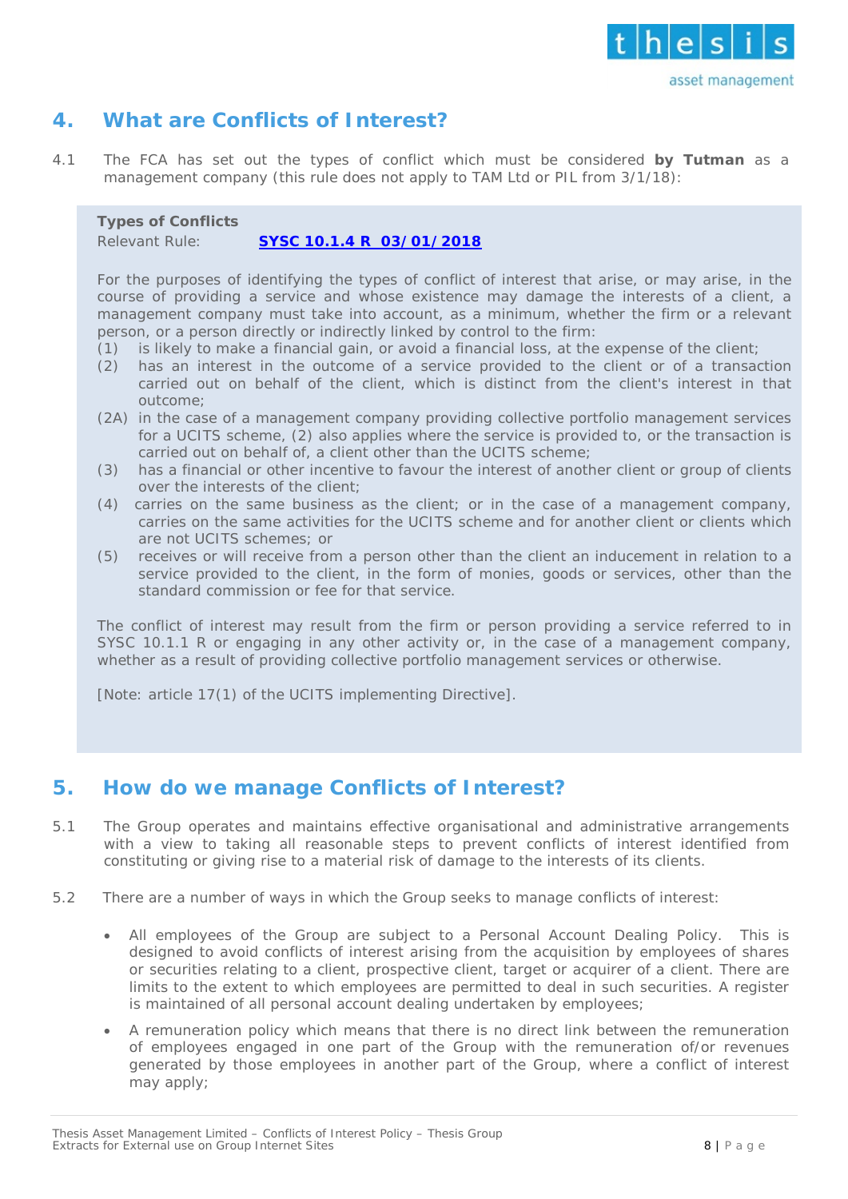## 4. What are Conflicts of Interest?

4.1 The FCA has set out the types of conflict which must be considered **by Tutman** as a management company (this rule does not apply to TAM Ltd or PIL from 3/1/18):

> **Types of Conflicts**
> Relevant Rule: **SYSC 10.1.4 R 03/01/2018**
>
> For the purposes of identifying the types of conflict of interest that arise, or may arise, in the course of providing a service and whose existence may damage the interests of a client, a management company must take into account, as a minimum, whether the firm or a relevant person, or a person directly or indirectly linked by control to the firm:
>
> (1) is likely to make a financial gain, or avoid a financial loss, at the expense of the client;
> (2) has an interest in the outcome of a service provided to the client or of a transaction carried out on behalf of the client, which is distinct from the client's interest in that outcome;
> (2A) in the case of a management company providing collective portfolio management services for a UCITS scheme, (2) also applies where the service is provided to, or the transaction is carried out on behalf of, a client other than the UCITS scheme;
> (3) has a financial or other incentive to favour the interest of another client or group of clients over the interests of the client;
> (4) carries on the same business as the client; or in the case of a management company, carries on the same activities for the UCITS scheme and for another client or clients which are not UCITS schemes; or
> (5) receives or will receive from a person other than the client an inducement in relation to a service provided to the client, in the form of monies, goods or services, other than the standard commission or fee for that service.
>
> The conflict of interest may result from the firm or person providing a service referred to in SYSC 10.1.1 R or engaging in any other activity or, in the case of a management company, whether as a result of providing collective portfolio management services or otherwise.
>
> [Note: article 17(1) of the UCITS implementing Directive].

## 5. How do we manage Conflicts of Interest?

5.1 The Group operates and maintains effective organisational and administrative arrangements with a view to taking all reasonable steps to prevent conflicts of interest identified from constituting or giving rise to a material risk of damage to the interests of its clients.

5.2 There are a number of ways in which the Group seeks to manage conflicts of interest:

- All employees of the Group are subject to a Personal Account Dealing Policy. This is designed to avoid conflicts of interest arising from the acquisition by employees of shares or securities relating to a client, prospective client, target or acquirer of a client. There are limits to the extent to which employees are permitted to deal in such securities. A register is maintained of all personal account dealing undertaken by employees;
- A remuneration policy which means that there is no direct link between the remuneration of employees engaged in one part of the Group with the remuneration of/or revenues generated by those employees in another part of the Group, where a conflict of interest may apply;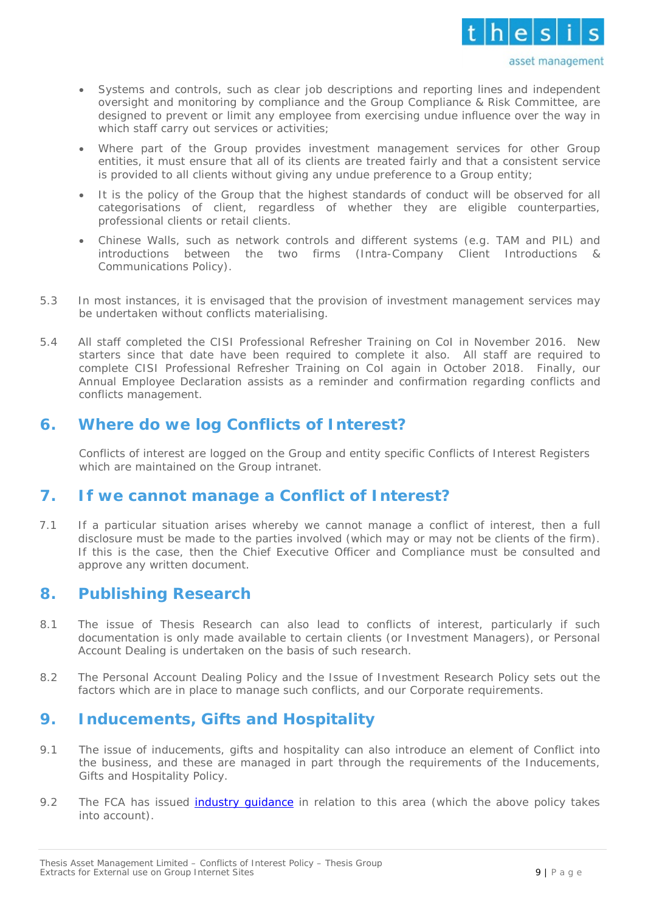- Systems and controls, such as clear job descriptions and reporting lines and independent oversight and monitoring by compliance and the Group Compliance & Risk Committee, are designed to prevent or limit any employee from exercising undue influence over the way in which staff carry out services or activities;
- Where part of the Group provides investment management services for other Group entities, it must ensure that all of its clients are treated fairly and that a consistent service is provided to all clients without giving any undue preference to a Group entity;
- It is the policy of the Group that the highest standards of conduct will be observed for all categorisations of client, regardless of whether they are eligible counterparties, professional clients or retail clients.
- Chinese Walls, such as network controls and different systems (e.g. TAM and PIL) and introductions between the two firms (Intra-Company Client Introductions & Communications Policy).

5.3 In most instances, it is envisaged that the provision of investment management services may be undertaken without conflicts materialising.

5.4 All staff completed the CISI Professional Refresher Training on CoI in November 2016. New starters since that date have been required to complete it also. All staff are required to complete CISI Professional Refresher Training on CoI again in October 2018. Finally, our Annual Employee Declaration assists as a reminder and confirmation regarding conflicts and conflicts management.

## 6. Where do we log Conflicts of Interest?

Conflicts of interest are logged on the Group and entity specific Conflicts of Interest Registers which are maintained on the Group intranet.

## 7. If we cannot manage a Conflict of Interest?

7.1 If a particular situation arises whereby we cannot manage a conflict of interest, then a full disclosure must be made to the parties involved (which may or may not be clients of the firm). If this is the case, then the Chief Executive Officer and Compliance must be consulted and approve any written document.

## 8. Publishing Research

8.1 The issue of Thesis Research can also lead to conflicts of interest, particularly if such documentation is only made available to certain clients (or Investment Managers), or Personal Account Dealing is undertaken on the basis of such research.

8.2 The Personal Account Dealing Policy and the Issue of Investment Research Policy sets out the factors which are in place to manage such conflicts, and our Corporate requirements.

## 9. Inducements, Gifts and Hospitality

9.1 The issue of inducements, gifts and hospitality can also introduce an element of Conflict into the business, and these are managed in part through the requirements of the Inducements, Gifts and Hospitality Policy.

9.2 The FCA has issued industry guidance in relation to this area (which the above policy takes into account).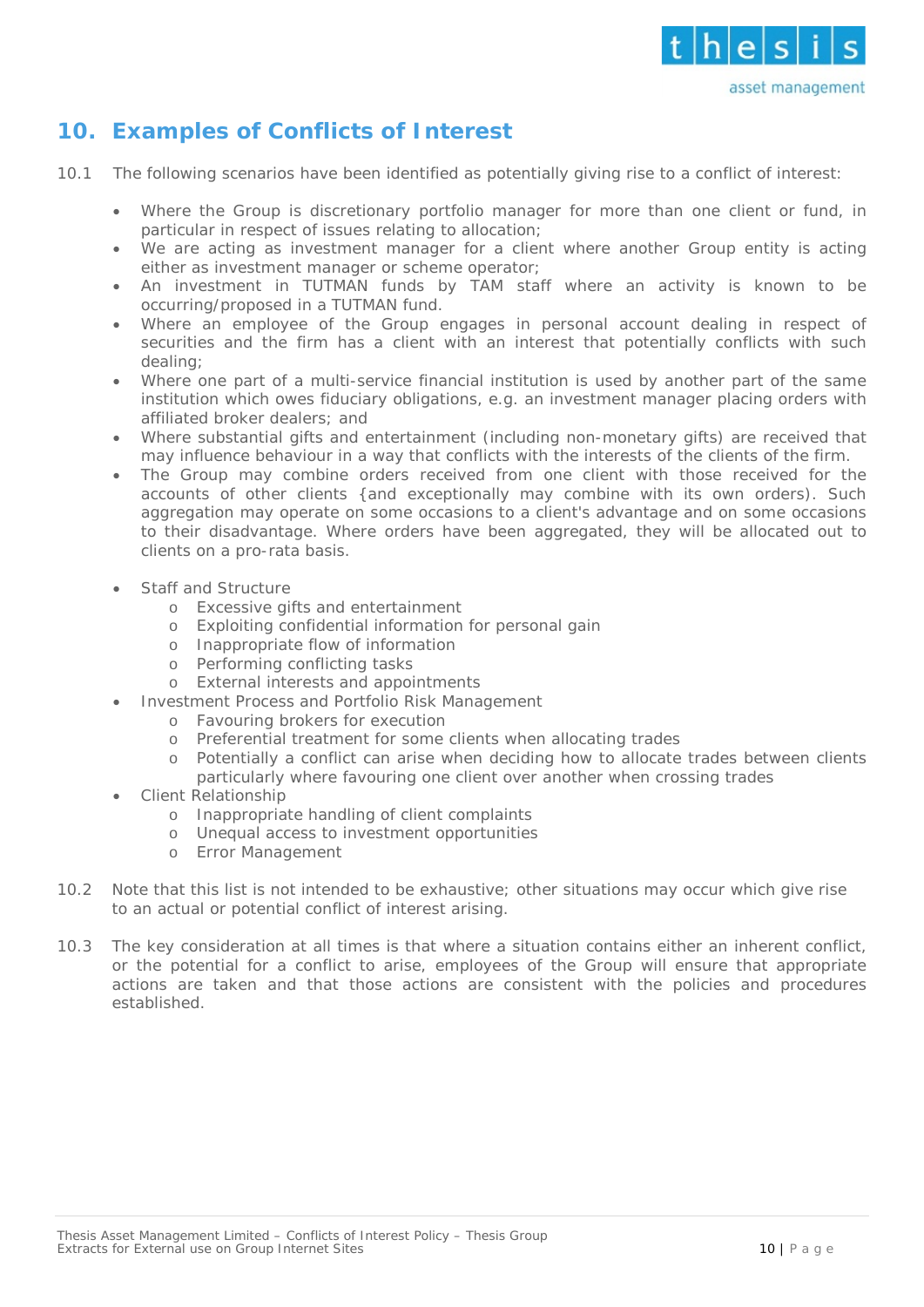## 10. Examples of Conflicts of Interest

10.1 The following scenarios have been identified as potentially giving rise to a conflict of interest:

- Where the Group is discretionary portfolio manager for more than one client or fund, in particular in respect of issues relating to allocation;
- We are acting as investment manager for a client where another Group entity is acting either as investment manager or scheme operator;
- An investment in TUTMAN funds by TAM staff where an activity is known to be occurring/proposed in a TUTMAN fund.
- Where an employee of the Group engages in personal account dealing in respect of securities and the firm has a client with an interest that potentially conflicts with such dealing;
- Where one part of a multi-service financial institution is used by another part of the same institution which owes fiduciary obligations, e.g. an investment manager placing orders with affiliated broker dealers; and
- Where substantial gifts and entertainment (including non-monetary gifts) are received that may influence behaviour in a way that conflicts with the interests of the clients of the firm.
- The Group may combine orders received from one client with those received for the accounts of other clients {and exceptionally may combine with its own orders). Such aggregation may operate on some occasions to a client's advantage and on some occasions to their disadvantage. Where orders have been aggregated, they will be allocated out to clients on a pro-rata basis.

- Staff and Structure
  - Excessive gifts and entertainment
  - Exploiting confidential information for personal gain
  - Inappropriate flow of information
  - Performing conflicting tasks
  - External interests and appointments
- Investment Process and Portfolio Risk Management
  - Favouring brokers for execution
  - Preferential treatment for some clients when allocating trades
  - Potentially a conflict can arise when deciding how to allocate trades between clients particularly where favouring one client over another when crossing trades
- Client Relationship
  - Inappropriate handling of client complaints
  - Unequal access to investment opportunities
  - Error Management

10.2 Note that this list is not intended to be exhaustive; other situations may occur which give rise to an actual or potential conflict of interest arising.

10.3 The key consideration at all times is that where a situation contains either an inherent conflict, or the potential for a conflict to arise, employees of the Group will ensure that appropriate actions are taken and that those actions are consistent with the policies and procedures established.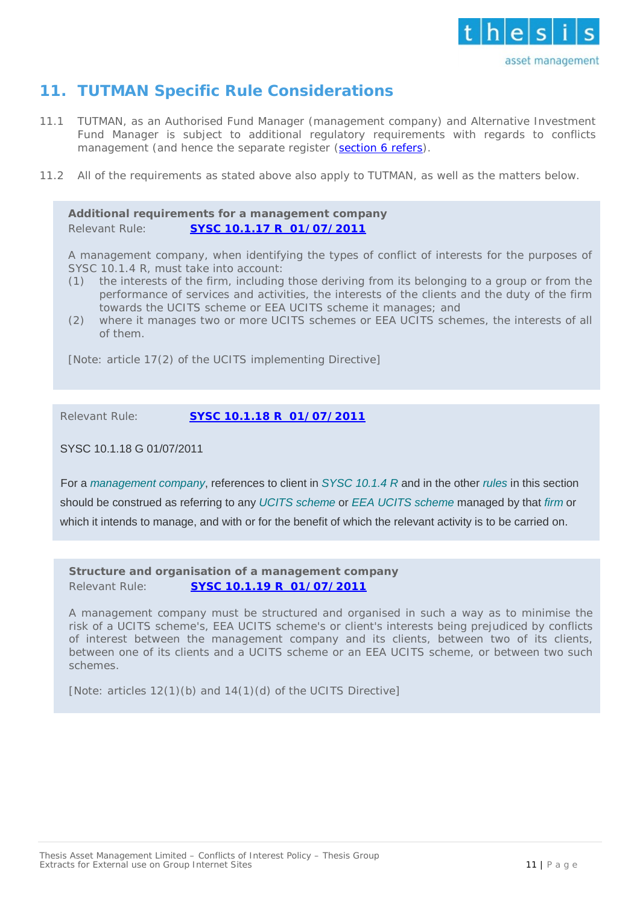## 11. TUTMAN Specific Rule Considerations

11.1 TUTMAN, as an Authorised Fund Manager (management company) and Alternative Investment Fund Manager is subject to additional regulatory requirements with regards to conflicts management (and hence the separate register (section 6 refers).

11.2 All of the requirements as stated above also apply to TUTMAN, as well as the matters below.

**Additional requirements for a management company**
Relevant Rule: **SYSC 10.1.17 R 01/07/2011**

A management company, when identifying the types of conflict of interests for the purposes of SYSC 10.1.4 R, must take into account:

(1) the interests of the firm, including those deriving from its belonging to a group or from the performance of services and activities, the interests of the clients and the duty of the firm towards the UCITS scheme or EEA UCITS scheme it manages; and
(2) where it manages two or more UCITS schemes or EEA UCITS schemes, the interests of all of them.

[Note: article 17(2) of the UCITS implementing Directive]

Relevant Rule: **SYSC 10.1.18 R 01/07/2011**

SYSC 10.1.18 G 01/07/2011

For a *management company*, references to client in *SYSC 10.1.4 R* and in the other *rules* in this section should be construed as referring to any *UCITS scheme* or *EEA UCITS scheme* managed by that *firm* or which it intends to manage, and with or for the benefit of which the relevant activity is to be carried on.

**Structure and organisation of a management company**
Relevant Rule: **SYSC 10.1.19 R 01/07/2011**

A management company must be structured and organised in such a way as to minimise the risk of a UCITS scheme's, EEA UCITS scheme's or client's interests being prejudiced by conflicts of interest between the management company and its clients, between two of its clients, between one of its clients and a UCITS scheme or an EEA UCITS scheme, or between two such schemes.

[Note: articles 12(1)(b) and 14(1)(d) of the UCITS Directive]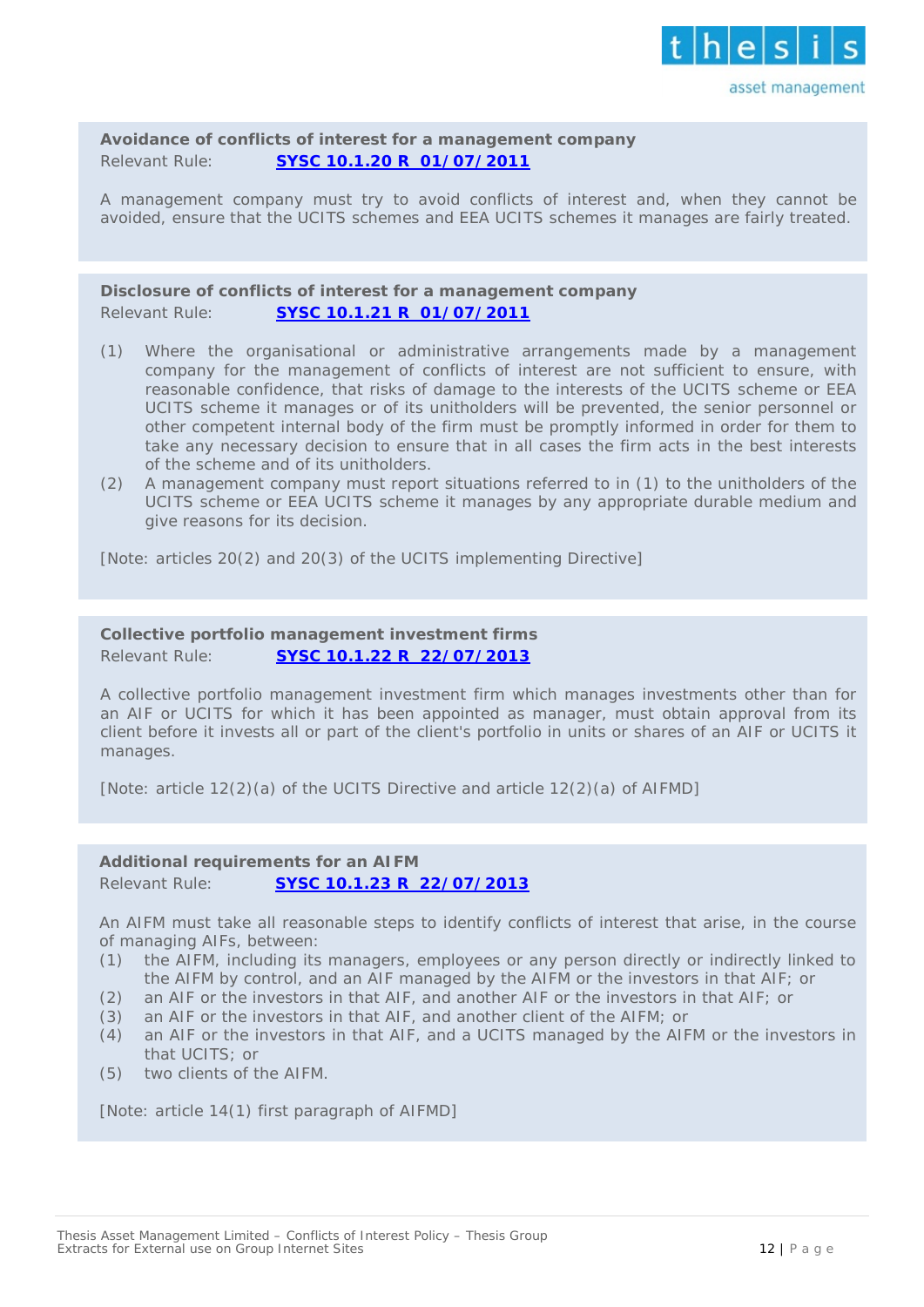**Avoidance of conflicts of interest for a management company**
Relevant Rule: **SYSC 10.1.20 R 01/07/2011**

A management company must try to avoid conflicts of interest and, when they cannot be avoided, ensure that the UCITS schemes and EEA UCITS schemes it manages are fairly treated.

**Disclosure of conflicts of interest for a management company**
Relevant Rule: **SYSC 10.1.21 R 01/07/2011**

(1) Where the organisational or administrative arrangements made by a management company for the management of conflicts of interest are not sufficient to ensure, with reasonable confidence, that risks of damage to the interests of the UCITS scheme or EEA UCITS scheme it manages or of its unitholders will be prevented, the senior personnel or other competent internal body of the firm must be promptly informed in order for them to take any necessary decision to ensure that in all cases the firm acts in the best interests of the scheme and of its unitholders.
(2) A management company must report situations referred to in (1) to the unitholders of the UCITS scheme or EEA UCITS scheme it manages by any appropriate durable medium and give reasons for its decision.

[Note: articles 20(2) and 20(3) of the UCITS implementing Directive]

**Collective portfolio management investment firms**
Relevant Rule: **SYSC 10.1.22 R 22/07/2013**

A collective portfolio management investment firm which manages investments other than for an AIF or UCITS for which it has been appointed as manager, must obtain approval from its client before it invests all or part of the client's portfolio in units or shares of an AIF or UCITS it manages.

[Note: article 12(2)(a) of the UCITS Directive and article 12(2)(a) of AIFMD]

**Additional requirements for an AIFM**
Relevant Rule: **SYSC 10.1.23 R 22/07/2013**

An AIFM must take all reasonable steps to identify conflicts of interest that arise, in the course of managing AIFs, between:
(1) the AIFM, including its managers, employees or any person directly or indirectly linked to the AIFM by control, and an AIF managed by the AIFM or the investors in that AIF; or
(2) an AIF or the investors in that AIF, and another AIF or the investors in that AIF; or
(3) an AIF or the investors in that AIF, and another client of the AIFM; or
(4) an AIF or the investors in that AIF, and a UCITS managed by the AIFM or the investors in that UCITS; or
(5) two clients of the AIFM.

[Note: article 14(1) first paragraph of AIFMD]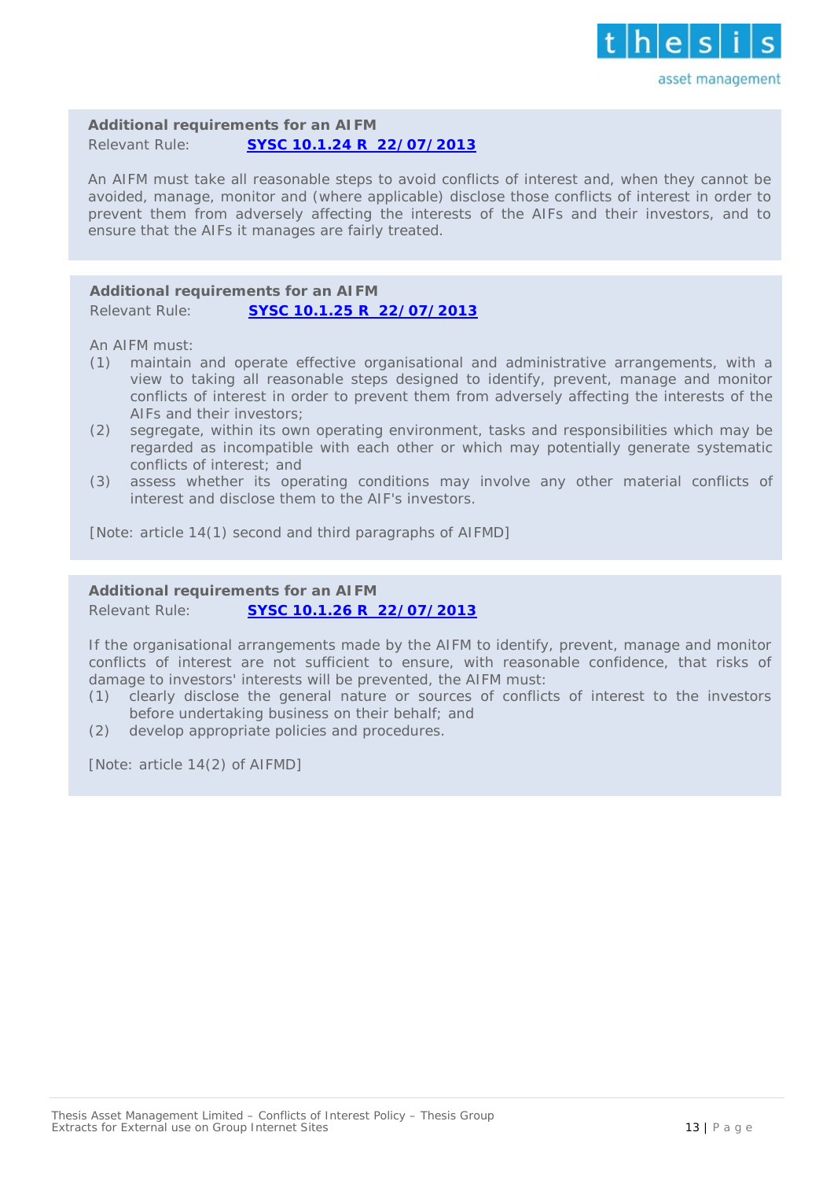**Additional requirements for an AIFM**
Relevant Rule: **SYSC 10.1.24 R 22/07/2013**

An AIFM must take all reasonable steps to avoid conflicts of interest and, when they cannot be avoided, manage, monitor and (where applicable) disclose those conflicts of interest in order to prevent them from adversely affecting the interests of the AIFs and their investors, and to ensure that the AIFs it manages are fairly treated.

**Additional requirements for an AIFM**
Relevant Rule: **SYSC 10.1.25 R 22/07/2013**

An AIFM must:

(1) maintain and operate effective organisational and administrative arrangements, with a view to taking all reasonable steps designed to identify, prevent, manage and monitor conflicts of interest in order to prevent them from adversely affecting the interests of the AIFs and their investors;

(2) segregate, within its own operating environment, tasks and responsibilities which may be regarded as incompatible with each other or which may potentially generate systematic conflicts of interest; and

(3) assess whether its operating conditions may involve any other material conflicts of interest and disclose them to the AIF's investors.

[Note: article 14(1) second and third paragraphs of AIFMD]

**Additional requirements for an AIFM**
Relevant Rule: **SYSC 10.1.26 R 22/07/2013**

If the organisational arrangements made by the AIFM to identify, prevent, manage and monitor conflicts of interest are not sufficient to ensure, with reasonable confidence, that risks of damage to investors' interests will be prevented, the AIFM must:

(1) clearly disclose the general nature or sources of conflicts of interest to the investors before undertaking business on their behalf; and

(2) develop appropriate policies and procedures.

[Note: article 14(2) of AIFMD]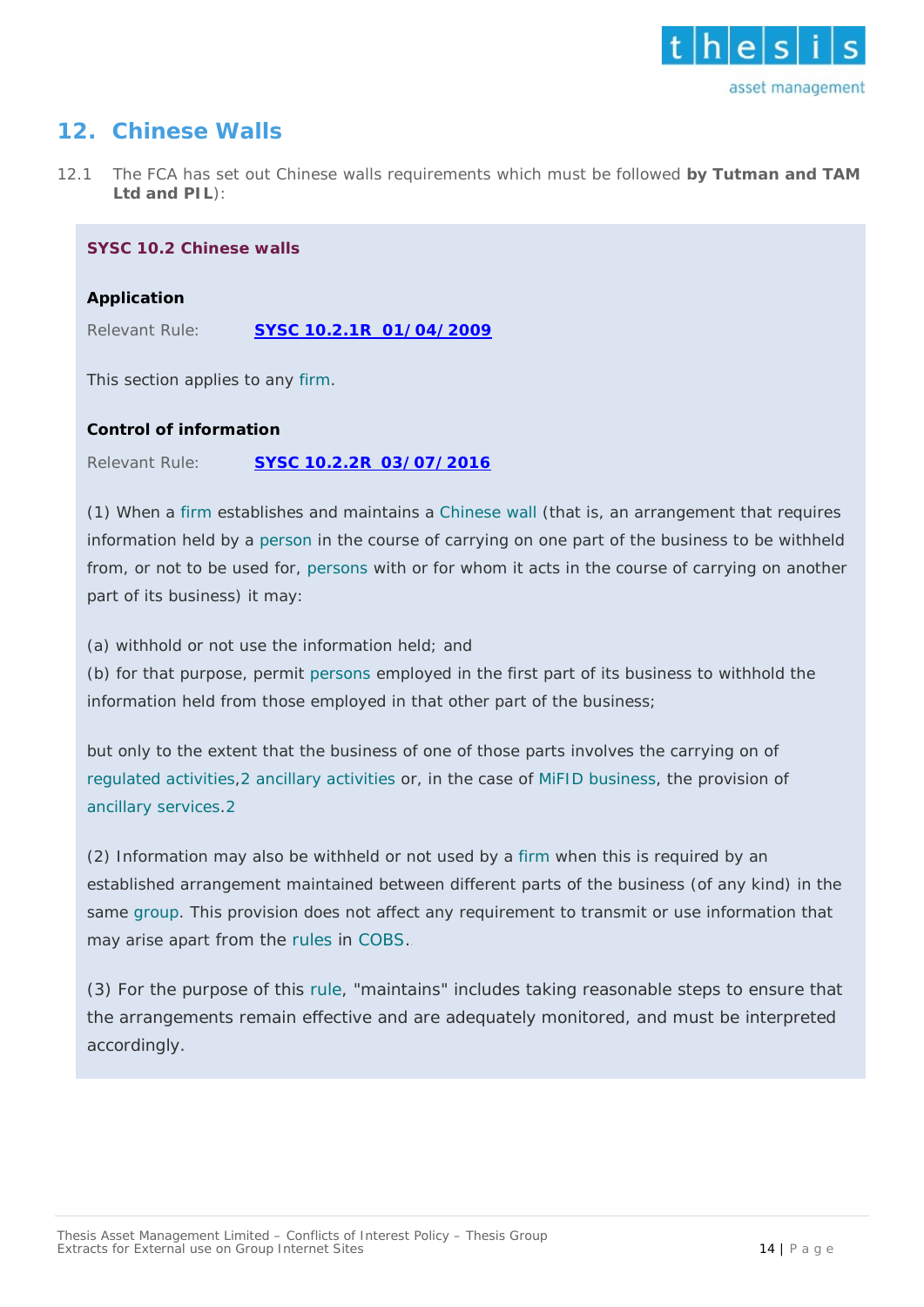## 12. Chinese Walls

12.1 The FCA has set out Chinese walls requirements which must be followed **by Tutman and TAM Ltd and PIL**):

**SYSC 10.2 Chinese walls**

**Application**

Relevant Rule: **SYSC 10.2.1R 01/04/2009**

This section applies to any firm.

**Control of information**

Relevant Rule: **SYSC 10.2.2R 03/07/2016**

(1) When a firm establishes and maintains a Chinese wall (that is, an arrangement that requires information held by a person in the course of carrying on one part of the business to be withheld from, or not to be used for, persons with or for whom it acts in the course of carrying on another part of its business) it may:

(a) withhold or not use the information held; and
(b) for that purpose, permit persons employed in the first part of its business to withhold the information held from those employed in that other part of the business;

but only to the extent that the business of one of those parts involves the carrying on of regulated activities,2 ancillary activities or, in the case of MiFID business, the provision of ancillary services.2

(2) Information may also be withheld or not used by a firm when this is required by an established arrangement maintained between different parts of the business (of any kind) in the same group. This provision does not affect any requirement to transmit or use information that may arise apart from the rules in COBS.

(3) For the purpose of this rule, "maintains" includes taking reasonable steps to ensure that the arrangements remain effective and are adequately monitored, and must be interpreted accordingly.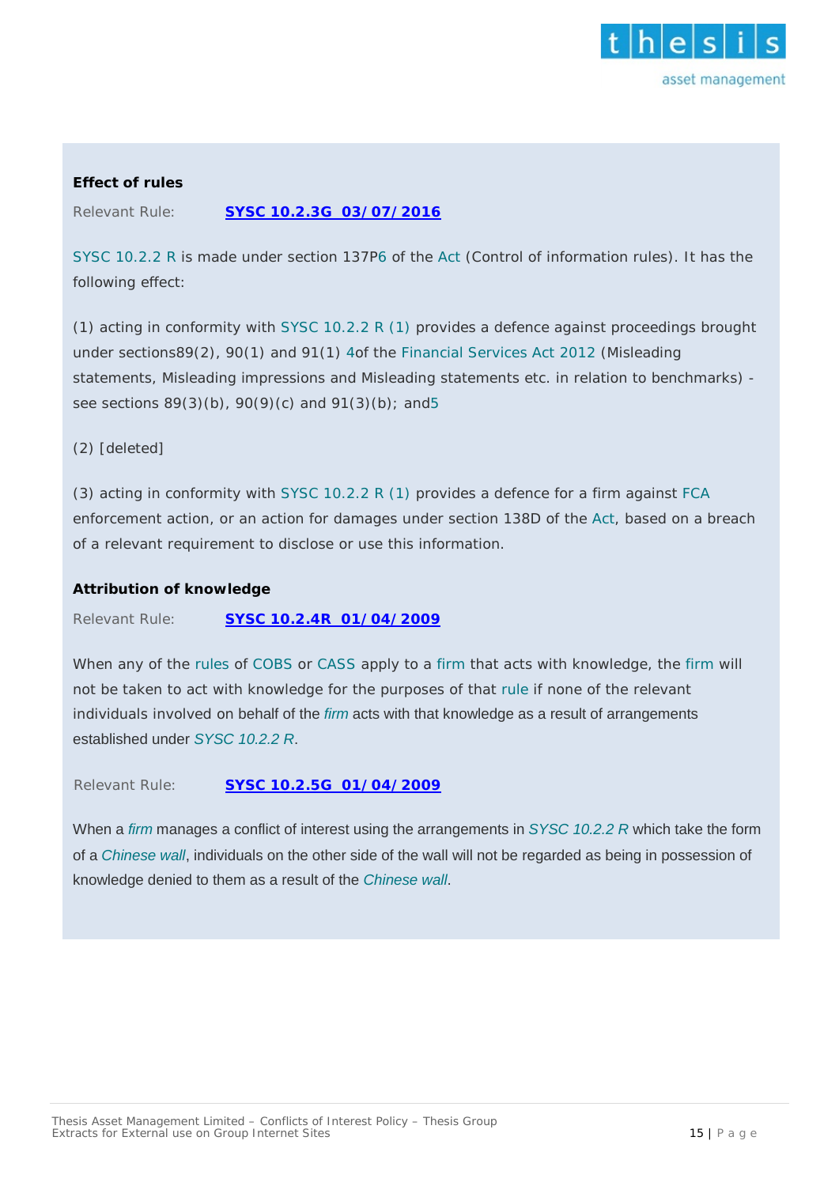**Effect of rules**

Relevant Rule: **SYSC 10.2.3G 03/07/2016**

SYSC 10.2.2 R is made under section 137P6 of the Act (Control of information rules). It has the following effect:

(1) acting in conformity with SYSC 10.2.2 R (1) provides a defence against proceedings brought under sections89(2), 90(1) and 91(1) 4of the Financial Services Act 2012 (Misleading statements, Misleading impressions and Misleading statements etc. in relation to benchmarks) - see sections 89(3)(b), 90(9)(c) and 91(3)(b); and5

(2) [deleted]

(3) acting in conformity with SYSC 10.2.2 R (1) provides a defence for a firm against FCA enforcement action, or an action for damages under section 138D of the Act, based on a breach of a relevant requirement to disclose or use this information.

**Attribution of knowledge**

Relevant Rule: **SYSC 10.2.4R 01/04/2009**

When any of the rules of COBS or CASS apply to a firm that acts with knowledge, the firm will not be taken to act with knowledge for the purposes of that rule if none of the relevant individuals involved on behalf of the *firm* acts with that knowledge as a result of arrangements established under *SYSC 10.2.2 R*.

Relevant Rule: **SYSC 10.2.5G 01/04/2009**

When a *firm* manages a conflict of interest using the arrangements in *SYSC 10.2.2 R* which take the form of a *Chinese wall*, individuals on the other side of the wall will not be regarded as being in possession of knowledge denied to them as a result of the *Chinese wall*.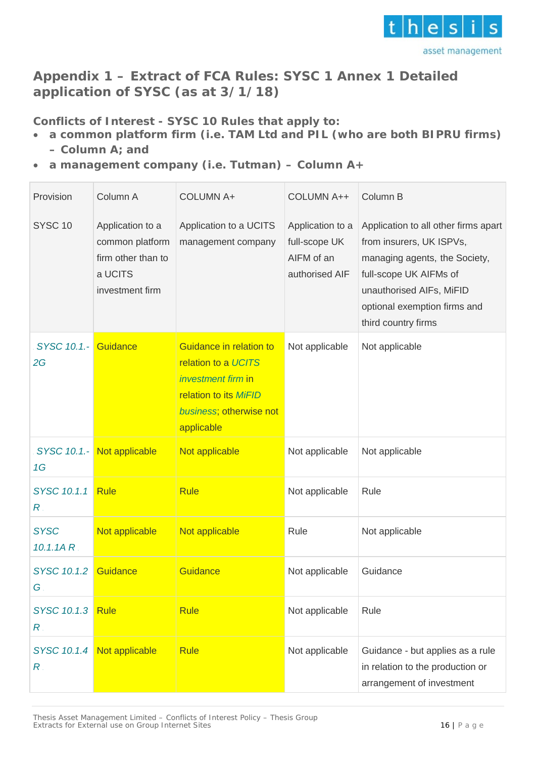## Appendix 1 – Extract of FCA Rules: SYSC 1 Annex 1 Detailed application of SYSC (as at 3/1/18)

**Conflicts of Interest - SYSC 10 Rules that apply to:**

- **a common platform firm (i.e. TAM Ltd and PIL (who are both BIPRU firms) – Column A; and**
- **a management company (i.e. Tutman) – Column A+**

| Provision | Column A | COLUMN A+ | COLUMN A++ | Column B |
|---|---|---|---|---|
| SYSC 10 | Application to a common platform firm other than to a UCITS investment firm | Application to a UCITS management company | Application to a full-scope UK AIFM of an authorised AIF | Application to all other firms apart from insurers, UK ISPVs, managing agents, the Society, full-scope UK AIFMs of unauthorised AIFs, MiFID optional exemption firms and third country firms |
| *SYSC 10.1.-2G* | Guidance | Guidance in relation to relation to a *UCITS investment firm* in relation to its *MiFID business*; otherwise not applicable | Not applicable | Not applicable |
| *SYSC 10.1.-1G* | Not applicable | Not applicable | Not applicable | Not applicable |
| *SYSC 10.1.1 R* | Rule | Rule | Not applicable | Rule |
| *SYSC 10.1.1A R* | Not applicable | Not applicable | Rule | Not applicable |
| *SYSC 10.1.2 G* | Guidance | Guidance | Not applicable | Guidance |
| *SYSC 10.1.3 R* | Rule | Rule | Not applicable | Rule |
| *SYSC 10.1.4 R* | Not applicable | Rule | Not applicable | Guidance - but applies as a rule in relation to the production or arrangement of investment |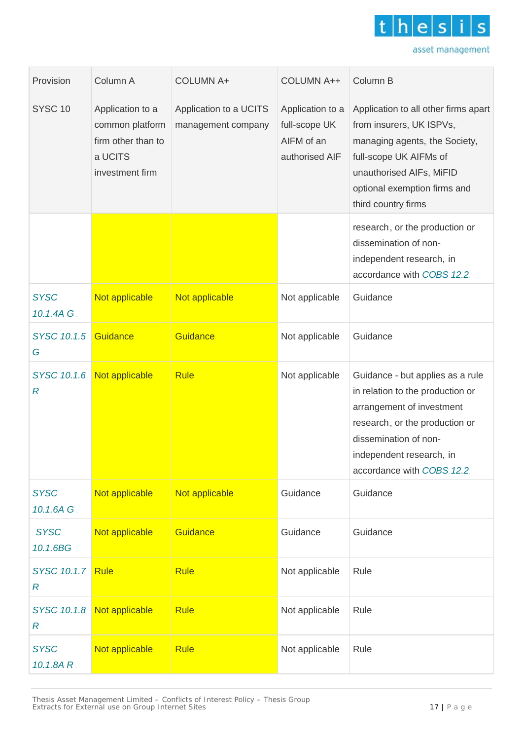| Provision<br><br>SYSC 10 | Column A<br><br>Application to a common platform firm other than to a UCITS investment firm | COLUMN A+<br><br>Application to a UCITS management company | COLUMN A++<br><br>Application to a full-scope UK AIFM of an authorised AIF | Column B<br><br>Application to all other firms apart from insurers, UK ISPVs, managing agents, the Society, full-scope UK AIFMs of unauthorised AIFs, MiFID optional exemption firms and third country firms |
|---|---|---|---|---|
| | | | | research, or the production or dissemination of non-independent research, in accordance with *COBS 12.2* |
| *SYSC 10.1.4A G* | Not applicable | Not applicable | Not applicable | Guidance |
| *SYSC 10.1.5 G* | Guidance | Guidance | Not applicable | Guidance |
| *SYSC 10.1.6 R* | Not applicable | Rule | Not applicable | Guidance - but applies as a rule in relation to the production or arrangement of investment research, or the production or dissemination of non-independent research, in accordance with *COBS 12.2* |
| *SYSC 10.1.6A G* | Not applicable | Not applicable | Guidance | Guidance |
| *SYSC 10.1.6BG* | Not applicable | Guidance | Guidance | Guidance |
| *SYSC 10.1.7 R* | Rule | Rule | Not applicable | Rule |
| *SYSC 10.1.8 R* | Not applicable | Rule | Not applicable | Rule |
| *SYSC 10.1.8A R* | Not applicable | Rule | Not applicable | Rule |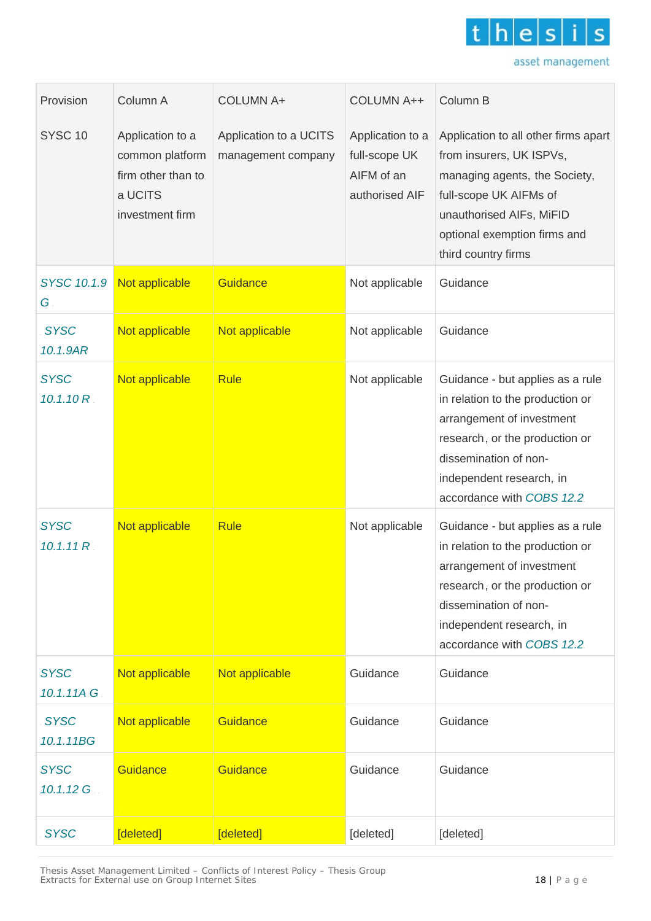| Provision<br><br>SYSC 10 | Column A<br><br>Application to a common platform firm other than to a UCITS investment firm | COLUMN A+<br><br>Application to a UCITS management company | COLUMN A++<br><br>Application to a full-scope UK AIFM of an authorised AIF | Column B<br><br>Application to all other firms apart from insurers, UK ISPVs, managing agents, the Society, full-scope UK AIFMs of unauthorised AIFs, MiFID optional exemption firms and third country firms |
|---|---|---|---|---|
| *SYSC 10.1.9 G* | Not applicable | Guidance | Not applicable | Guidance |
| *SYSC 10.1.9AR* | Not applicable | Not applicable | Not applicable | Guidance |
| *SYSC 10.1.10 R* | Not applicable | Rule | Not applicable | Guidance - but applies as a rule in relation to the production or arrangement of investment research, or the production or dissemination of non-independent research, in accordance with *COBS 12.2* |
| *SYSC 10.1.11 R* | Not applicable | Rule | Not applicable | Guidance - but applies as a rule in relation to the production or arrangement of investment research, or the production or dissemination of non-independent research, in accordance with *COBS 12.2* |
| *SYSC 10.1.11A G* | Not applicable | Not applicable | Guidance | Guidance |
| *SYSC 10.1.11BG* | Not applicable | Guidance | Guidance | Guidance |
| *SYSC 10.1.12 G* | Guidance | Guidance | Guidance | Guidance |
| *SYSC* | [deleted] | [deleted] | [deleted] | [deleted] |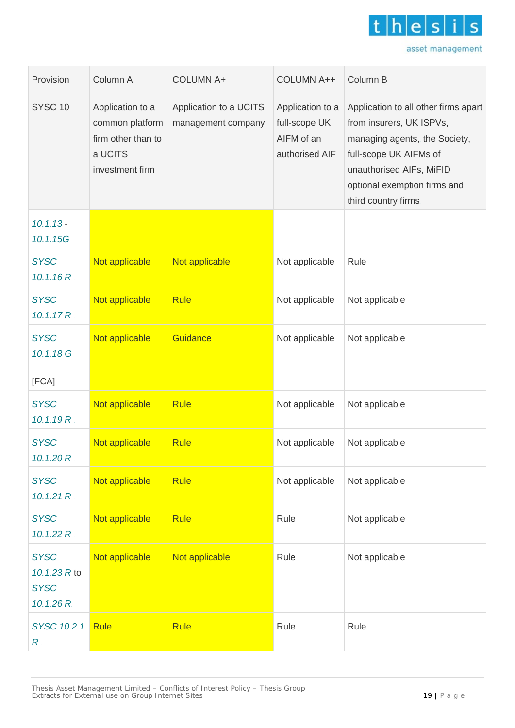| Provision<br><br>SYSC 10 | Column A<br><br>Application to a common platform firm other than to a UCITS investment firm | COLUMN A+<br><br>Application to a UCITS management company | COLUMN A++<br><br>Application to a full-scope UK AIFM of an authorised AIF | Column B<br><br>Application to all other firms apart from insurers, UK ISPVs, managing agents, the Society, full-scope UK AIFMs of unauthorised AIFs, MiFID optional exemption firms and third country firms |
|---|---|---|---|---|
| *10.1.13 - 10.1.15G* | | | | |
| *SYSC 10.1.16 R* | Not applicable | Not applicable | Not applicable | Rule |
| *SYSC 10.1.17 R* | Not applicable | Rule | Not applicable | Not applicable |
| *SYSC 10.1.18 G*<br><br>[FCA] | Not applicable | Guidance | Not applicable | Not applicable |
| *SYSC 10.1.19 R* | Not applicable | Rule | Not applicable | Not applicable |
| *SYSC 10.1.20 R* | Not applicable | Rule | Not applicable | Not applicable |
| *SYSC 10.1.21 R* | Not applicable | Rule | Not applicable | Not applicable |
| *SYSC 10.1.22 R* | Not applicable | Rule | Rule | Not applicable |
| *SYSC 10.1.23 R* to *SYSC 10.1.26 R* | Not applicable | Not applicable | Rule | Not applicable |
| *SYSC 10.2.1 R* | Rule | Rule | Rule | Rule |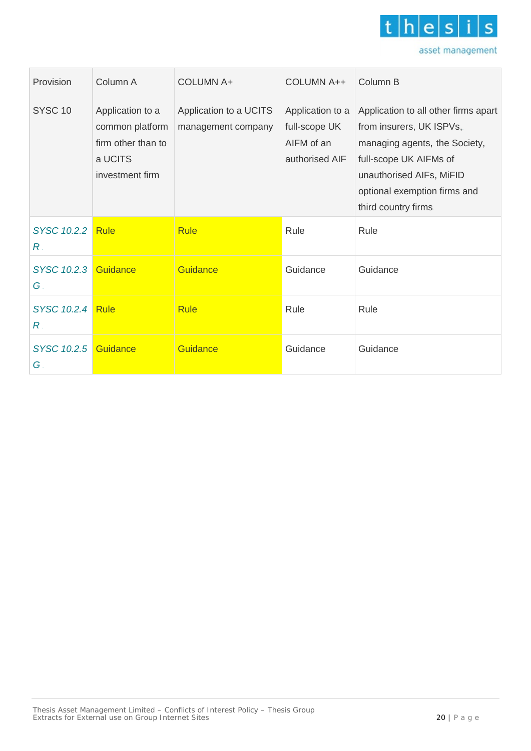| Provision<br><br>SYSC 10 | Column A<br><br>Application to a common platform firm other than to a UCITS investment firm | COLUMN A+<br><br>Application to a UCITS management company | COLUMN A++<br><br>Application to a full-scope UK AIFM of an authorised AIF | Column B<br><br>Application to all other firms apart from insurers, UK ISPVs, managing agents, the Society, full-scope UK AIFMs of unauthorised AIFs, MiFID optional exemption firms and third country firms |
|---|---|---|---|---|
| *SYSC 10.2.2 R* | Rule | Rule | Rule | Rule |
| *SYSC 10.2.3 G* | Guidance | Guidance | Guidance | Guidance |
| *SYSC 10.2.4 R* | Rule | Rule | Rule | Rule |
| *SYSC 10.2.5 G* | Guidance | Guidance | Guidance | Guidance |